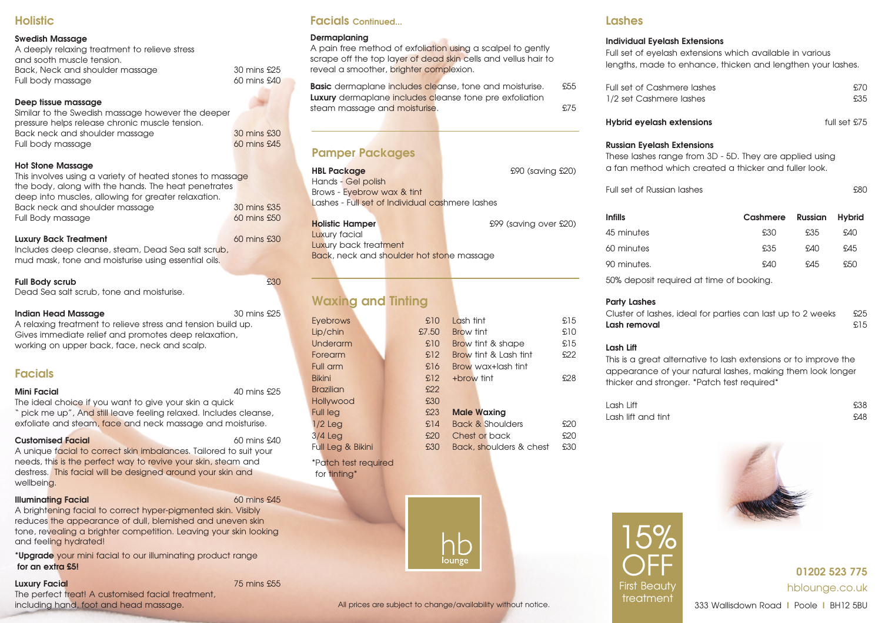## Holistic

### Swedish Massage

A deeply relaxing treatment to relieve stress and sooth muscle tension.

| | |
|---|---|
| Back, Neck and shoulder massage | 30 mins £25 |
| Full body massage | 60 mins £40 |

### Deep tissue massage

Similar to the Swedish massage however the deeper pressure helps release chronic muscle tension.

| | |
|---|---|
| Back neck and shoulder massage | 30 mins £30 |
| Full body massage | 60 mins £45 |

### Hot Stone Massage

This involves using a variety of heated stones to massage the body, along with the hands. The heat penetrates deep into muscles, allowing for greater relaxation.

| | |
|---|---|
| Back neck and shoulder massage | 30 mins £35 |
| Full Body massage | 60 mins £50 |

### Luxury Back Treatment — 60 mins £30

Includes deep cleanse, steam, Dead Sea salt scrub, mud mask, tone and moisturise using essential oils.

### Full Body scrub — £30

Dead Sea salt scrub, tone and moisturise.

### Indian Head Massage — 30 mins £25

A relaxing treatment to relieve stress and tension build up. Gives immediate relief and promotes deep relaxation, working on upper back, face, neck and scalp.

## Facials

### Mini Facial — 40 mins £25

The ideal choice if you want to give your skin a quick " pick me up", And still leave feeling relaxed. Includes cleanse, exfoliate and steam, face and neck massage and moisturise.

### Customised Facial — 60 mins £40

A unique facial to correct skin imbalances. Tailored to suit your needs, this is the perfect way to revive your skin, steam and destress. This facial will be designed around your skin and wellbeing.

### Illuminating Facial — 60 mins £45

A brightening facial to correct hyper-pigmented skin. Visibly reduces the appearance of dull, blemished and uneven skin tone, revealing a brighter competition. Leaving your skin looking and feeling hydrated!

***Upgrade** your mini facial to our illuminating product range **for an extra £5!**

### Luxury Facial — 75 mins £55

The perfect treat! A customised facial treatment, including hand, foot and head massage.

## Facials Continued...

### Dermaplaning

A pain free method of exfoliation using a scalpel to gently scrape off the top layer of dead skin cells and vellus hair to reveal a smoother, brighter complexion.

| | |
|---|---|
| **Basic** dermaplane includes cleanse, tone and moisturise. | £55 |
| **Luxury** dermaplane includes cleanse tone pre exfoliation steam massage and moisturise. | £75 |

## Pamper Packages

**HBL Package** — £90 (saving £20)
Hands - Gel polish
Brows - Eyebrow wax & tint
Lashes - Full set of Individual cashmere lashes

**Holistic Hamper** — £99 (saving over £20)
Luxury facial
Luxury back treatment
Back, neck and shoulder hot stone massage

## Waxing and Tinting

| | |
|---|---|
| Eyebrows | £10 |
| Lip/chin | £7.50 |
| Underarm | £10 |
| Forearm | £12 |
| Full arm | £16 |
| Bikini | £12 |
| Brazilian | £22 |
| Hollywood | £30 |
| Full leg | £23 |
| 1/2 Leg | £14 |
| 3/4 Leg | £20 |
| Full Leg & Bikini | £30 |

| | |
|---|---|
| Lash tint | £15 |
| Brow tint | £10 |
| Brow tint & shape | £15 |
| Brow tint & Lash tint | £22 |
| Brow wax+lash tint +brow tint | £28 |

**Male Waxing**

| | |
|---|---|
| Back & Shoulders | £20 |
| Chest or back | £20 |
| Back, shoulders & chest | £30 |

*Patch test required for tinting*

## Lashes

### Individual Eyelash Extensions

Full set of eyelash extensions which available in various lengths, made to enhance, thicken and lengthen your lashes.

| | |
|---|---|
| Full set of Cashmere lashes | £70 |
| 1/2 set Cashmere lashes | £35 |

**Hybrid eyelash extensions** — full set £75

### Russian Eyelash Extensions

These lashes range from 3D - 5D. They are applied using a fan method which created a thicker and fuller look.

| | |
|---|---|
| Full set of Russian lashes | £80 |

| Infills | Cashmere | Russian | Hybrid |
|---|---|---|---|
| 45 minutes | £30 | £35 | £40 |
| 60 minutes | £35 | £40 | £45 |
| 90 minutes. | £40 | £45 | £50 |

50% deposit required at time of booking.

**Party Lashes**
Cluster of lashes, ideal for parties can last up to 2 weeks — £25
**Lash removal** — £15

### Lash Lift

This is a great alternative to lash extensions or to improve the appearance of your natural lashes, making them look longer thicker and stronger. *Patch test required*

| | |
|---|---|
| Lash Lift | £38 |
| Lash lift and tint | £48 |

hb lounge

15% OFF First Beauty treatment

01202 523 775
hblounge.co.uk
333 Wallisdown Road | Poole | BH12 5BU

All prices are subject to change/availability without notice.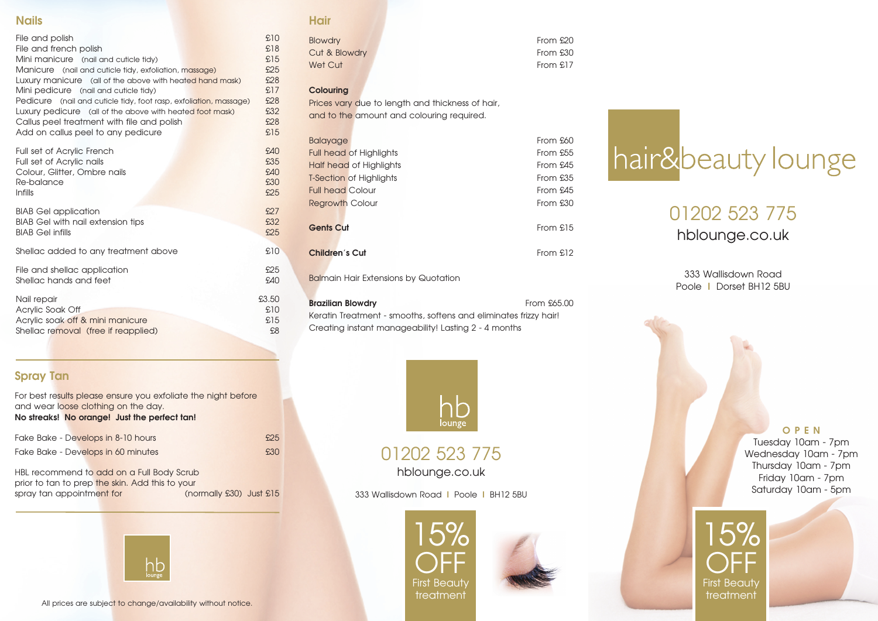## Nails

| | |
|---|---|
| File and polish | £10 |
| File and french polish | £18 |
| Mini manicure (nail and cuticle tidy) | £15 |
| Manicure (nail and cuticle tidy, exfoliation, massage) | £25 |
| Luxury manicure (all of the above with heated hand mask) | £28 |
| Mini pedicure (nail and cuticle tidy) | £17 |
| Pedicure (nail and cuticle tidy, foot rasp, exfoliation, massage) | £28 |
| Luxury pedicure (all of the above with heated foot mask) | £32 |
| Callus peel treatment with file and polish | £28 |
| Add on callus peel to any pedicure | £15 |
| Full set of Acrylic French | £40 |
| Full set of Acrylic nails | £35 |
| Colour, Glitter, Ombre nails | £40 |
| Re-balance | £30 |
| Infills | £25 |
| BIAB Gel application | £27 |
| BIAB Gel with nail extension tips | £32 |
| BIAB Gel infills | £25 |
| Shellac added to any treatment above | £10 |
| File and shellac application | £25 |
| Shellac hands and feet | £40 |
| Nail repair | £3.50 |
| Acrylic Soak Off | £10 |
| Acrylic soak off & mini manicure | £15 |
| Shellac removal (free if reapplied) | £8 |

## Spray Tan

For best results please ensure you exfoliate the night before and wear loose clothing on the day.
**No streaks! No orange! Just the perfect tan!**

| | |
|---|---|
| Fake Bake - Develops in 8-10 hours | £25 |
| Fake Bake - Develops in 60 minutes | £30 |

HBL recommend to add on a Full Body Scrub prior to tan to prep the skin. Add this to your spray tan appointment for (normally £30) Just £15

All prices are subject to change/availability without notice.

## Hair

| | |
|---|---|
| Blowdry | From £20 |
| Cut & Blowdry | From £30 |
| Wet Cut | From £17 |

**Colouring**

Prices vary due to length and thickness of hair, and to the amount and colouring required.

| | |
|---|---|
| Balayage | From £60 |
| Full head of Highlights | From £55 |
| Half head of Highlights | From £45 |
| T-Section of Highlights | From £35 |
| Full head Colour | From £45 |
| Regrowth Colour | From £30 |
| **Gents Cut** | From £15 |
| **Children's Cut** | From £12 |

Balmain Hair Extensions by Quotation

**Brazilian Blowdry** From £65.00
Keratin Treatment - smooths, softens and eliminates frizzy hair! Creating instant manageability! Lasting 2 - 4 months

hb lounge

01202 523 775
hblounge.co.uk

333 Wallisdown Road | Poole | BH12 5BU

15% OFF First Beauty treatment

# hair&beauty lounge

01202 523 775
hblounge.co.uk

333 Wallisdown Road
Poole | Dorset BH12 5BU

**OPEN**
Tuesday 10am - 7pm
Wednesday 10am - 7pm
Thursday 10am - 7pm
Friday 10am - 7pm
Saturday 10am - 5pm

15% OFF First Beauty treatment